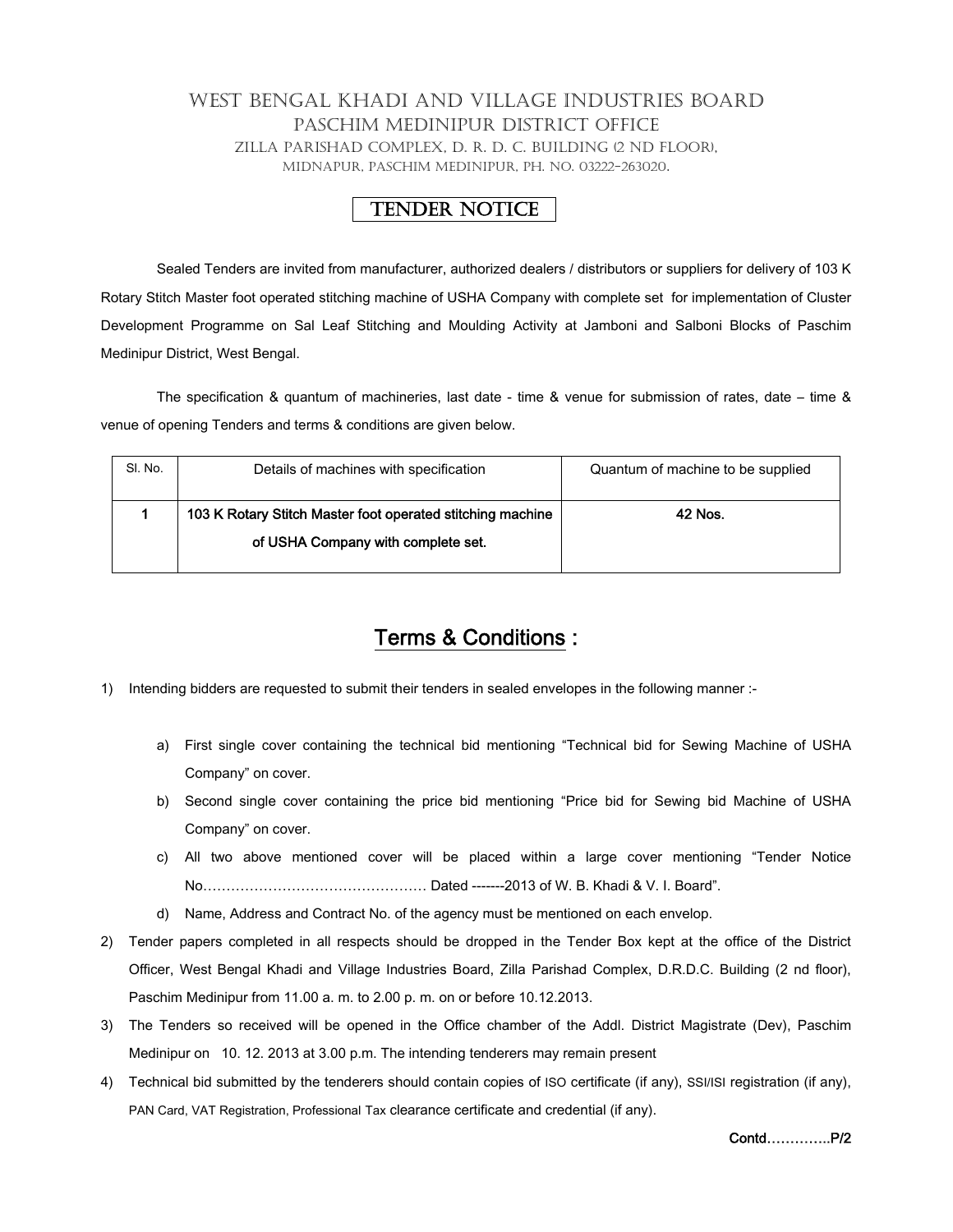# WEST BENGAL KHADI AND VILLAGE INDUSTRIES BOARD

## PASCHIM MEDINIPUR DISTRICT OFFICE

ZILLA PARISHAD COMPLEX, D. R. D. C. BUILDING (2 ND FLOOR),
MIDNAPUR, PASCHIM MEDINIPUR, PH. NO. 03222-263020.

## TENDER NOTICE

Sealed Tenders are invited from manufacturer, authorized dealers / distributors or suppliers for delivery of 103 K Rotary Stitch Master foot operated stitching machine of USHA Company with complete set for implementation of Cluster Development Programme on Sal Leaf Stitching and Moulding Activity at Jamboni and Salboni Blocks of Paschim Medinipur District, West Bengal.

The specification & quantum of machineries, last date - time & venue for submission of rates, date – time & venue of opening Tenders and terms & conditions are given below.

| Sl. No. | Details of machines with specification | Quantum of machine to be supplied |
|---|---|---|
| **1** | **103 K Rotary Stitch Master foot operated stitching machine of USHA Company with complete set.** | **42 Nos.** |

## Terms & Conditions :

1) Intending bidders are requested to submit their tenders in sealed envelopes in the following manner :-

    a) First single cover containing the technical bid mentioning "Technical bid for Sewing Machine of USHA Company" on cover.

    b) Second single cover containing the price bid mentioning "Price bid for Sewing bid Machine of USHA Company" on cover.

    c) All two above mentioned cover will be placed within a large cover mentioning "Tender Notice No………………………………………… Dated -------2013 of W. B. Khadi & V. I. Board".

    d) Name, Address and Contract No. of the agency must be mentioned on each envelop.

2) Tender papers completed in all respects should be dropped in the Tender Box kept at the office of the District Officer, West Bengal Khadi and Village Industries Board, Zilla Parishad Complex, D.R.D.C. Building (2 nd floor), Paschim Medinipur from 11.00 a. m. to 2.00 p. m. on or before 10.12.2013.

3) The Tenders so received will be opened in the Office chamber of the Addl. District Magistrate (Dev), Paschim Medinipur on 10. 12. 2013 at 3.00 p.m. The intending tenderers may remain present

4) Technical bid submitted by the tenderers should contain copies of ISO certificate (if any), SSI/ISI registration (if any), PAN Card, VAT Registration, Professional Tax clearance certificate and credential (if any).

**Contd…………..P/2**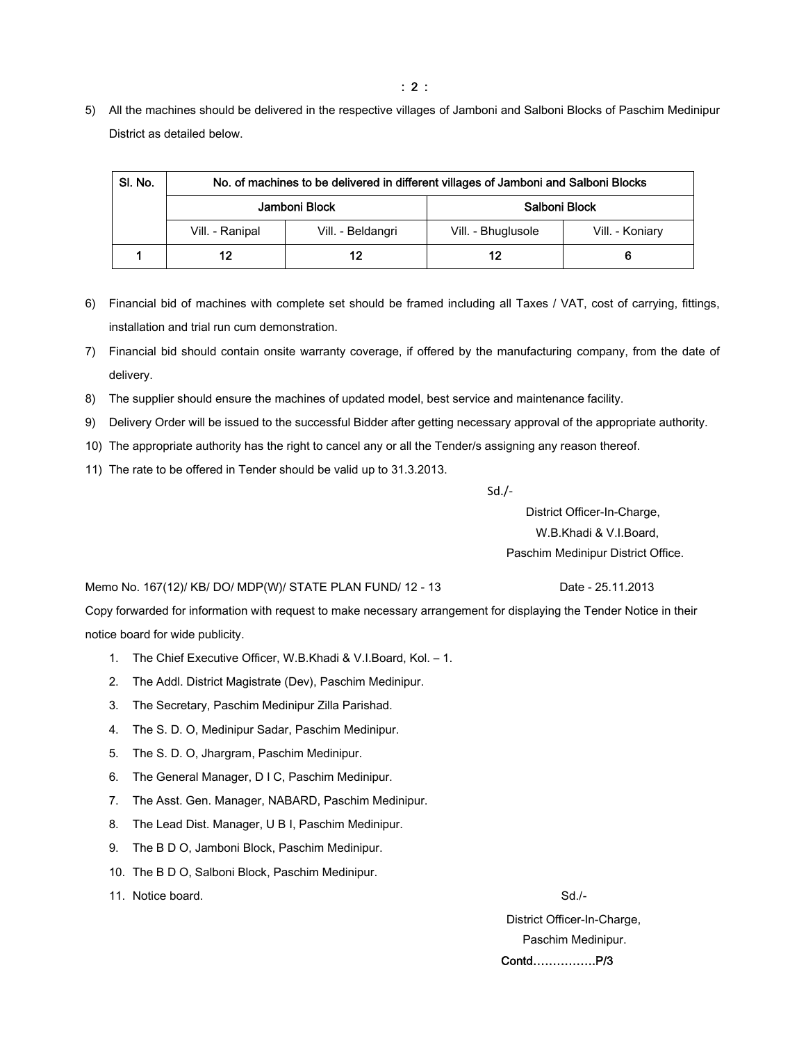5) All the machines should be delivered in the respective villages of Jamboni and Salboni Blocks of Paschim Medinipur District as detailed below.

| Sl. No. | No. of machines to be delivered in different villages of Jamboni and Salboni Blocks | | | |
|---|---|---|---|---|
| | Jamboni Block | | Salboni Block | |
| | Vill. - Ranipal | Vill. - Beldangri | Vill. - Bhuglusole | Vill. - Koniary |
| 1 | 12 | 12 | 12 | 6 |

6) Financial bid of machines with complete set should be framed including all Taxes / VAT, cost of carrying, fittings, installation and trial run cum demonstration.
7) Financial bid should contain onsite warranty coverage, if offered by the manufacturing company, from the date of delivery.
8) The supplier should ensure the machines of updated model, best service and maintenance facility.
9) Delivery Order will be issued to the successful Bidder after getting necessary approval of the appropriate authority.
10) The appropriate authority has the right to cancel any or all the Tender/s assigning any reason thereof.
11) The rate to be offered in Tender should be valid up to 31.3.2013.

Sd./-

District Officer-In-Charge,
W.B.Khadi & V.I.Board,
Paschim Medinipur District Office.

Memo No. 167(12)/ KB/ DO/ MDP(W)/ STATE PLAN FUND/ 12 - 13 Date - 25.11.2013

Copy forwarded for information with request to make necessary arrangement for displaying the Tender Notice in their notice board for wide publicity.

1. The Chief Executive Officer, W.B.Khadi & V.I.Board, Kol. – 1.
2. The Addl. District Magistrate (Dev), Paschim Medinipur.
3. The Secretary, Paschim Medinipur Zilla Parishad.
4. The S. D. O, Medinipur Sadar, Paschim Medinipur.
5. The S. D. O, Jhargram, Paschim Medinipur.
6. The General Manager, D I C, Paschim Medinipur.
7. The Asst. Gen. Manager, NABARD, Paschim Medinipur.
8. The Lead Dist. Manager, U B I, Paschim Medinipur.
9. The B D O, Jamboni Block, Paschim Medinipur.
10. The B D O, Salboni Block, Paschim Medinipur.
11. Notice board.

Sd./-

District Officer-In-Charge,
Paschim Medinipur.

**Contd…………….P/3**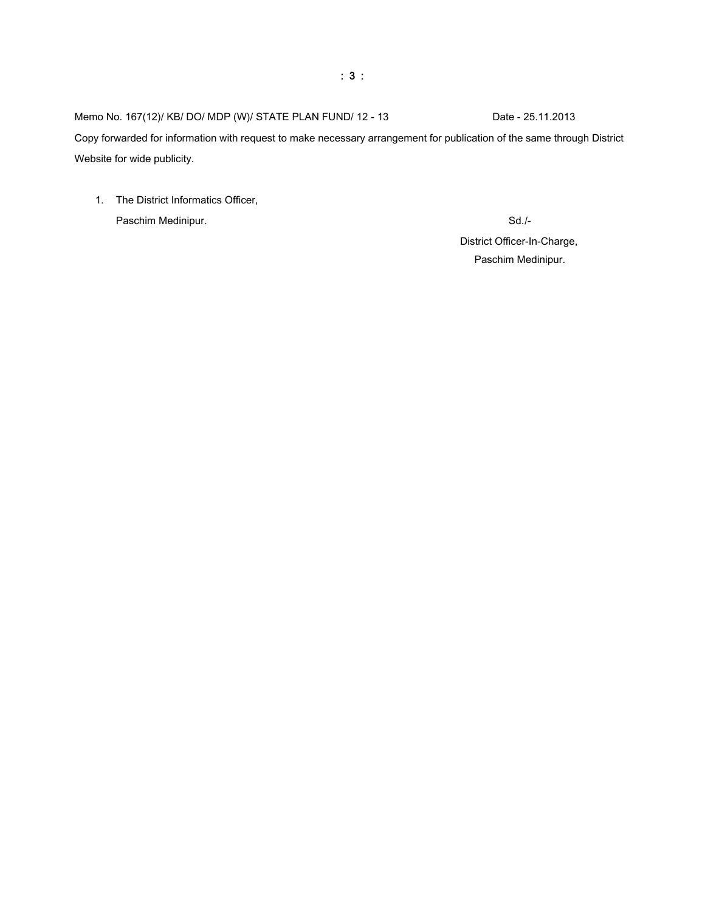Memo No. 167(12)/ KB/ DO/ MDP (W)/ STATE PLAN FUND/ 12 - 13 Date - 25.11.2013

Copy forwarded for information with request to make necessary arrangement for publication of the same through District Website for wide publicity.

1. The District Informatics Officer,
   Paschim Medinipur.

Sd./-

District Officer-In-Charge,
Paschim Medinipur.